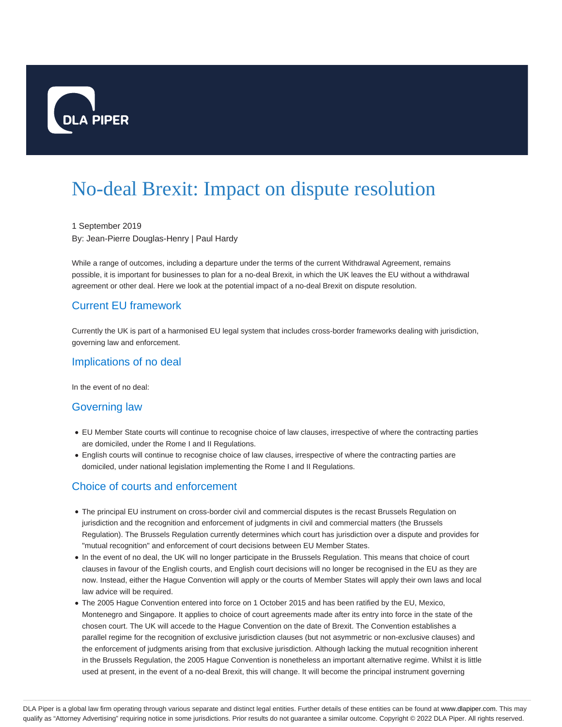# No-deal Brexit: Impact on dispute resolution

1 September 2019

By: Jean-Pierre Douglas-Henry | Paul Hardy

While a range of outcomes, including a departure under the terms of the current Withdrawal Agreement, remains possible, it is important for businesses to plan for a no-deal Brexit, in which the UK leaves the EU without a withdrawal agreement or other deal. Here we look at the potential impact of a no-deal Brexit on dispute resolution.

## Current EU framework

Currently the UK is part of a harmonised EU legal system that includes cross-border frameworks dealing with jurisdiction, governing law and enforcement.

## Implications of no deal

In the event of no deal:

## Governing law

- EU Member State courts will continue to recognise choice of law clauses, irrespective of where the contracting parties are domiciled, under the Rome I and II Regulations.
- English courts will continue to recognise choice of law clauses, irrespective of where the contracting parties are domiciled, under national legislation implementing the Rome I and II Regulations.

## Choice of courts and enforcement

- The principal EU instrument on cross-border civil and commercial disputes is the recast Brussels Regulation on jurisdiction and the recognition and enforcement of judgments in civil and commercial matters (the Brussels Regulation). The Brussels Regulation currently determines which court has jurisdiction over a dispute and provides for "mutual recognition" and enforcement of court decisions between EU Member States.
- In the event of no deal, the UK will no longer participate in the Brussels Regulation. This means that choice of court clauses in favour of the English courts, and English court decisions will no longer be recognised in the EU as they are now. Instead, either the Hague Convention will apply or the courts of Member States will apply their own laws and local law advice will be required.
- The 2005 Hague Convention entered into force on 1 October 2015 and has been ratified by the EU, Mexico, Montenegro and Singapore. It applies to choice of court agreements made after its entry into force in the state of the chosen court. The UK will accede to the Hague Convention on the date of Brexit. The Convention establishes a parallel regime for the recognition of exclusive jurisdiction clauses (but not asymmetric or non-exclusive clauses) and the enforcement of judgments arising from that exclusive jurisdiction. Although lacking the mutual recognition inherent in the Brussels Regulation, the 2005 Hague Convention is nonetheless an important alternative regime. Whilst it is little used at present, in the event of a no-deal Brexit, this will change. It will become the principal instrument governing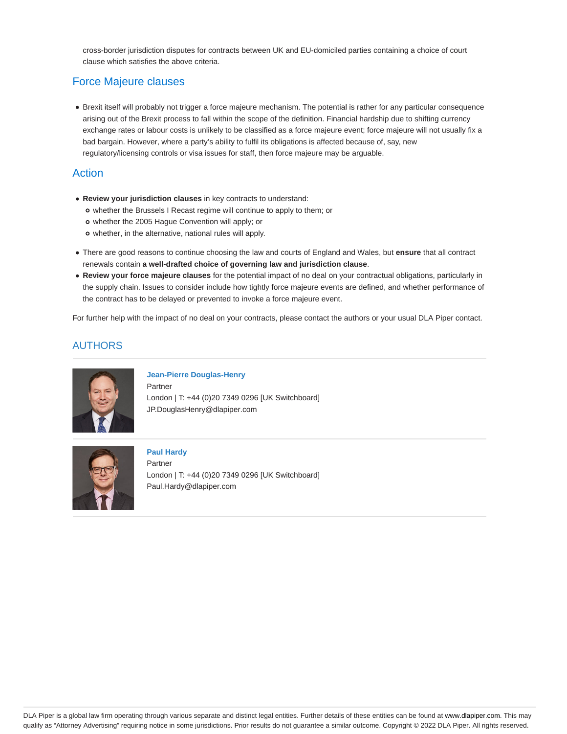cross-border jurisdiction disputes for contracts between UK and EU-domiciled parties containing a choice of court clause which satisfies the above criteria.

## Force Majeure clauses

- Brexit itself will probably not trigger a force majeure mechanism. The potential is rather for any particular consequence arising out of the Brexit process to fall within the scope of the definition. Financial hardship due to shifting currency exchange rates or labour costs is unlikely to be classified as a force majeure event; force majeure will not usually fix a bad bargain. However, where a party's ability to fulfil its obligations is affected because of, say, new regulatory/licensing controls or visa issues for staff, then force majeure may be arguable.

## Action

- **Review your jurisdiction clauses** in key contracts to understand:
  - whether the Brussels I Recast regime will continue to apply to them; or
  - whether the 2005 Hague Convention will apply; or
  - whether, in the alternative, national rules will apply.
- There are good reasons to continue choosing the law and courts of England and Wales, but **ensure** that all contract renewals contain **a well-drafted choice of governing law and jurisdiction clause**.
- **Review your force majeure clauses** for the potential impact of no deal on your contractual obligations, particularly in the supply chain. Issues to consider include how tightly force majeure events are defined, and whether performance of the contract has to be delayed or prevented to invoke a force majeure event.

For further help with the impact of no deal on your contracts, please contact the authors or your usual DLA Piper contact.

## AUTHORS

**Jean-Pierre Douglas-Henry**
Partner
London | T: +44 (0)20 7349 0296 [UK Switchboard]
JP.DouglasHenry@dlapiper.com

**Paul Hardy**
Partner
London | T: +44 (0)20 7349 0296 [UK Switchboard]
Paul.Hardy@dlapiper.com

DLA Piper is a global law firm operating through various separate and distinct legal entities. Further details of these entities can be found at www.dlapiper.com. This may qualify as "Attorney Advertising" requiring notice in some jurisdictions. Prior results do not guarantee a similar outcome. Copyright © 2022 DLA Piper. All rights reserved.